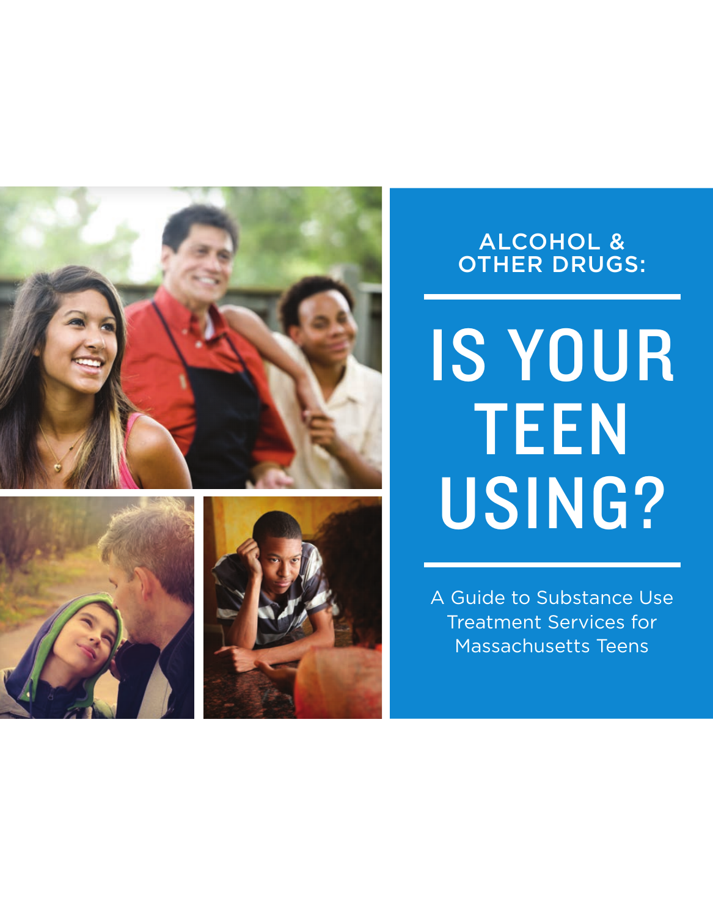ALCOHOL & OTHER DRUGS:

# IS YOUR TEEN USING?

A Guide to Substance Use Treatment Services for Massachusetts Teens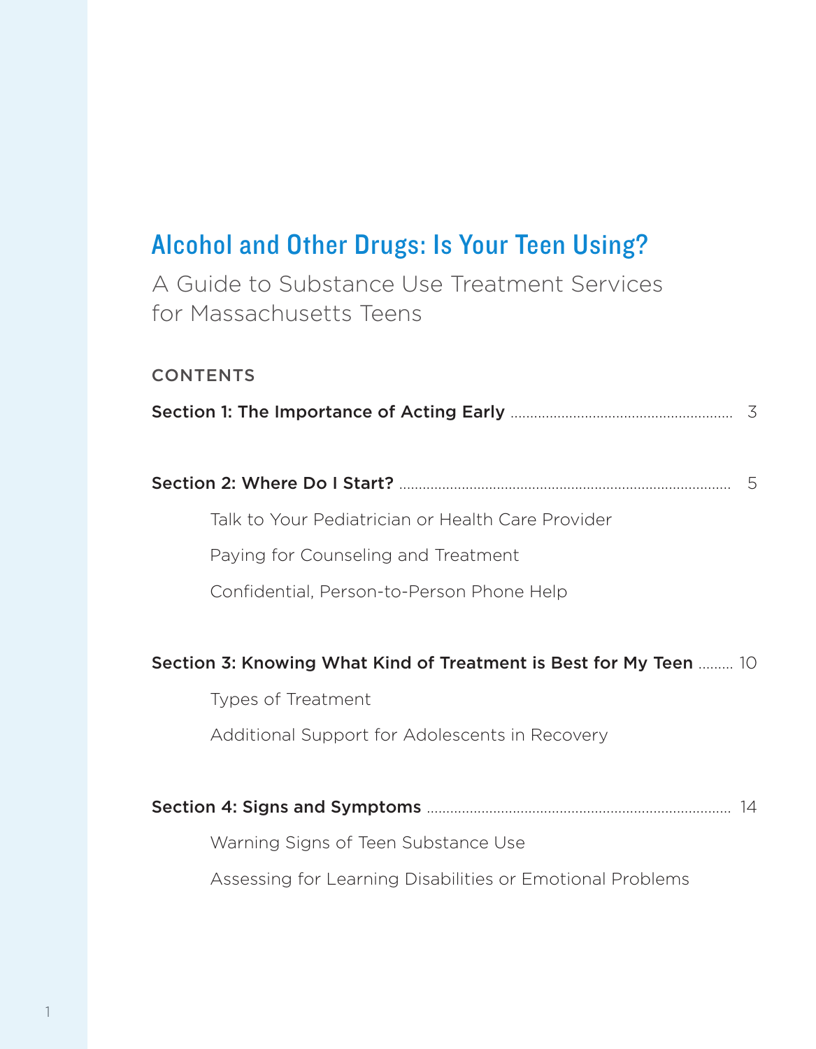# Alcohol and Other Drugs: Is Your Teen Using?

## A Guide to Substance Use Treatment Services for Massachusetts Teens

### CONTENTS

**Section 1: The Importance of Acting Early** ........ 3

**Section 2: Where Do I Start?** ........ 5

- Talk to Your Pediatrician or Health Care Provider
- Paying for Counseling and Treatment
- Confidential, Person-to-Person Phone Help

**Section 3: Knowing What Kind of Treatment is Best for My Teen** ........ 10

- Types of Treatment
- Additional Support for Adolescents in Recovery

**Section 4: Signs and Symptoms** ........ 14

- Warning Signs of Teen Substance Use
- Assessing for Learning Disabilities or Emotional Problems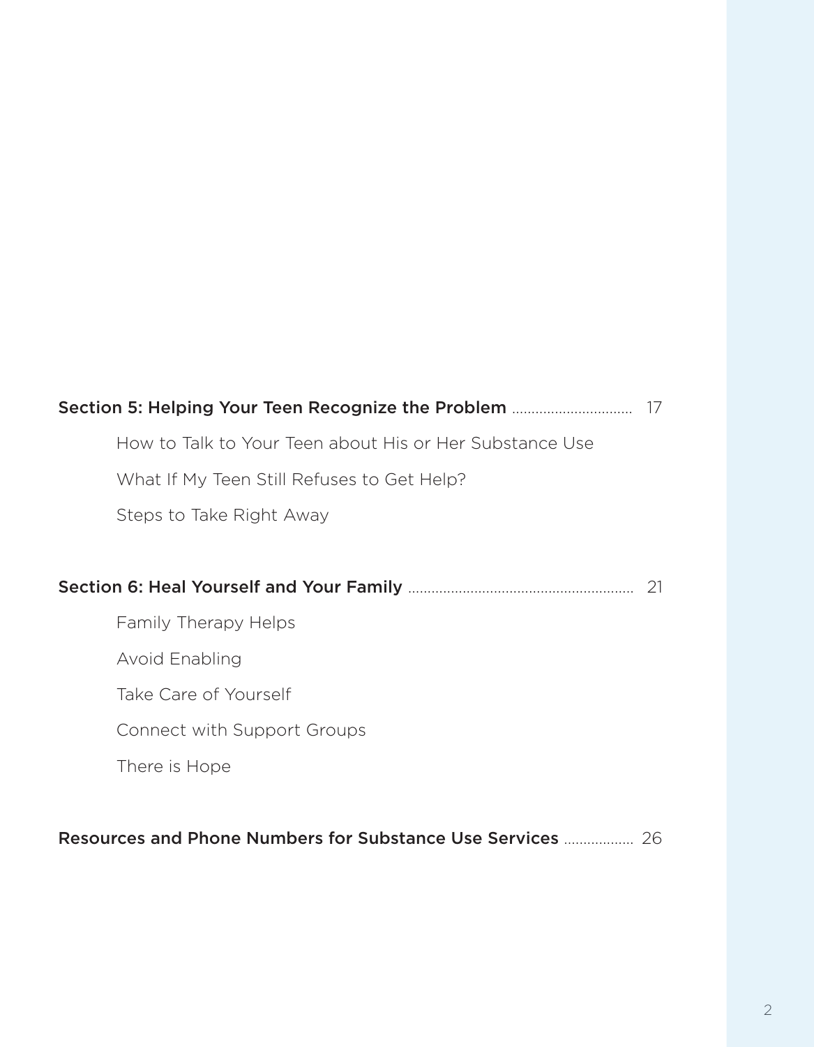**Section 5: Helping Your Teen Recognize the Problem** .............................. 17

- How to Talk to Your Teen about His or Her Substance Use
- What If My Teen Still Refuses to Get Help?
- Steps to Take Right Away

**Section 6: Heal Yourself and Your Family** ........................................................ 21

- Family Therapy Helps
- Avoid Enabling
- Take Care of Yourself
- Connect with Support Groups
- There is Hope

**Resources and Phone Numbers for Substance Use Services** .................. 26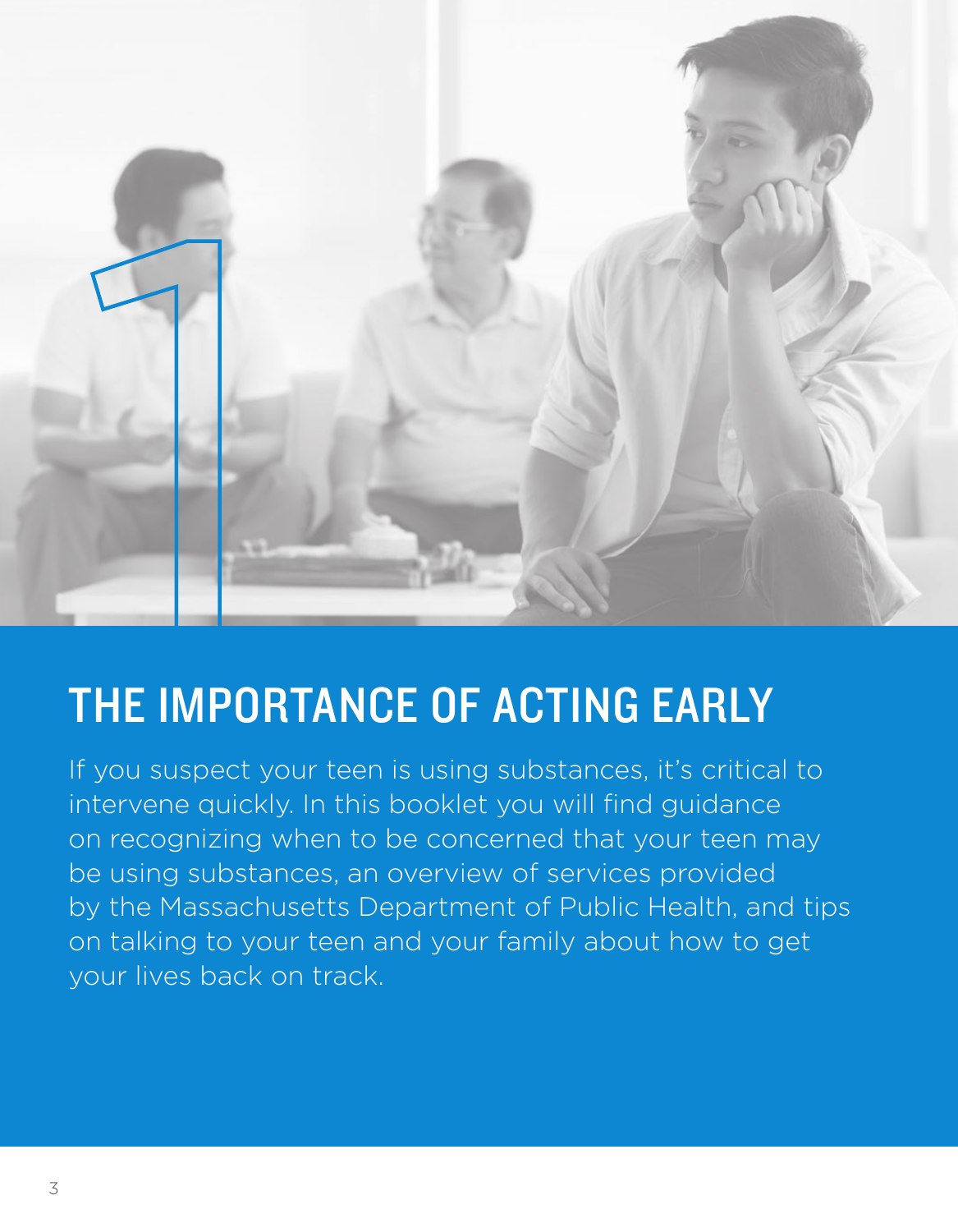# THE IMPORTANCE OF ACTING EARLY

If you suspect your teen is using substances, it's critical to intervene quickly. In this booklet you will find guidance on recognizing when to be concerned that your teen may be using substances, an overview of services provided by the Massachusetts Department of Public Health, and tips on talking to your teen and your family about how to get your lives back on track.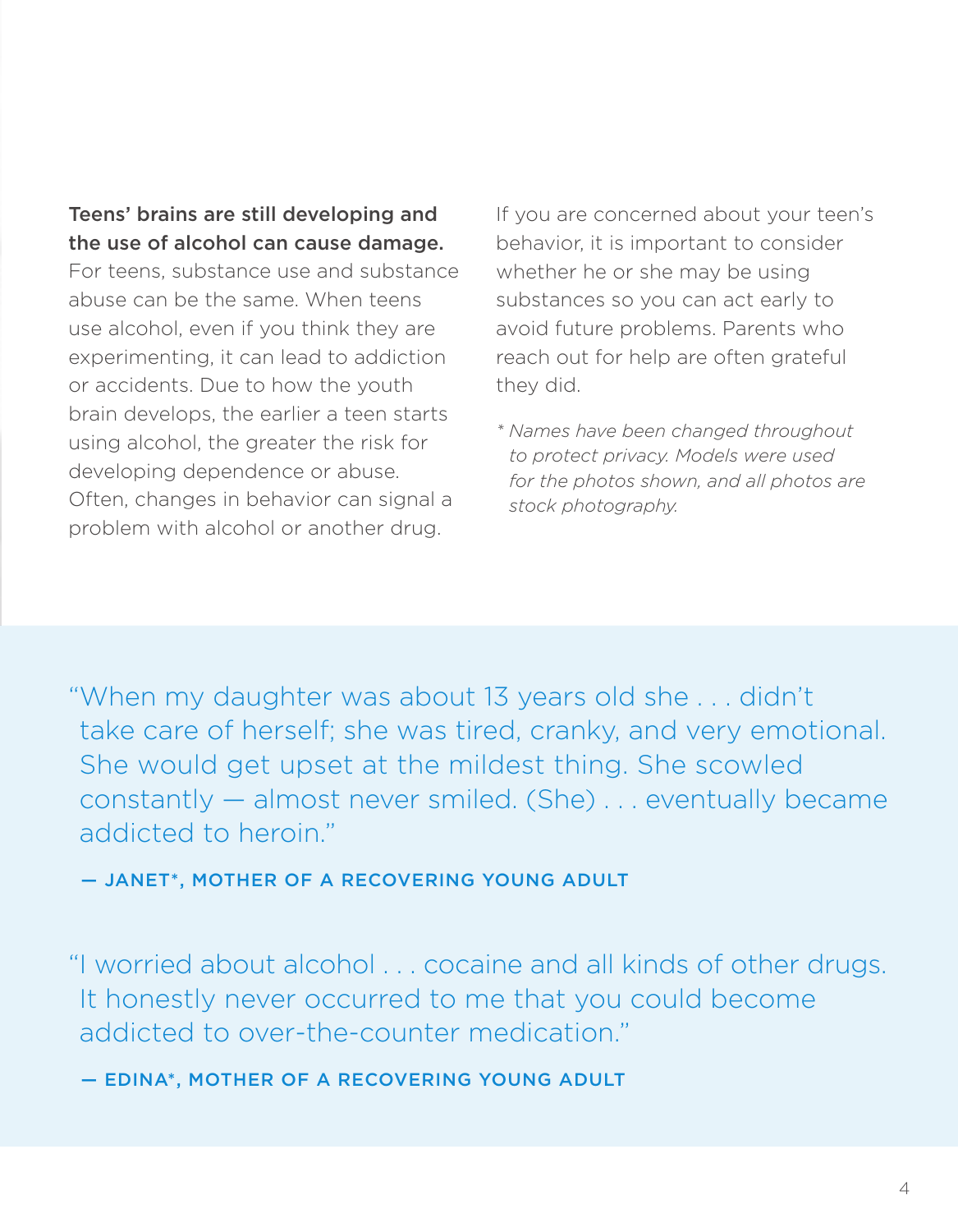**Teens' brains are still developing and the use of alcohol can cause damage.** For teens, substance use and substance abuse can be the same. When teens use alcohol, even if you think they are experimenting, it can lead to addiction or accidents. Due to how the youth brain develops, the earlier a teen starts using alcohol, the greater the risk for developing dependence or abuse. Often, changes in behavior can signal a problem with alcohol or another drug.

If you are concerned about your teen's behavior, it is important to consider whether he or she may be using substances so you can act early to avoid future problems. Parents who reach out for help are often grateful they did.

*\* Names have been changed throughout to protect privacy. Models were used for the photos shown, and all photos are stock photography.*

> "When my daughter was about 13 years old she . . . didn't take care of herself; she was tired, cranky, and very emotional. She would get upset at the mildest thing. She scowled constantly — almost never smiled. (She) . . . eventually became addicted to heroin."
>
> — **JANET\*, MOTHER OF A RECOVERING YOUNG ADULT**

> "I worried about alcohol . . . cocaine and all kinds of other drugs. It honestly never occurred to me that you could become addicted to over-the-counter medication."
>
> — **EDINA\*, MOTHER OF A RECOVERING YOUNG ADULT**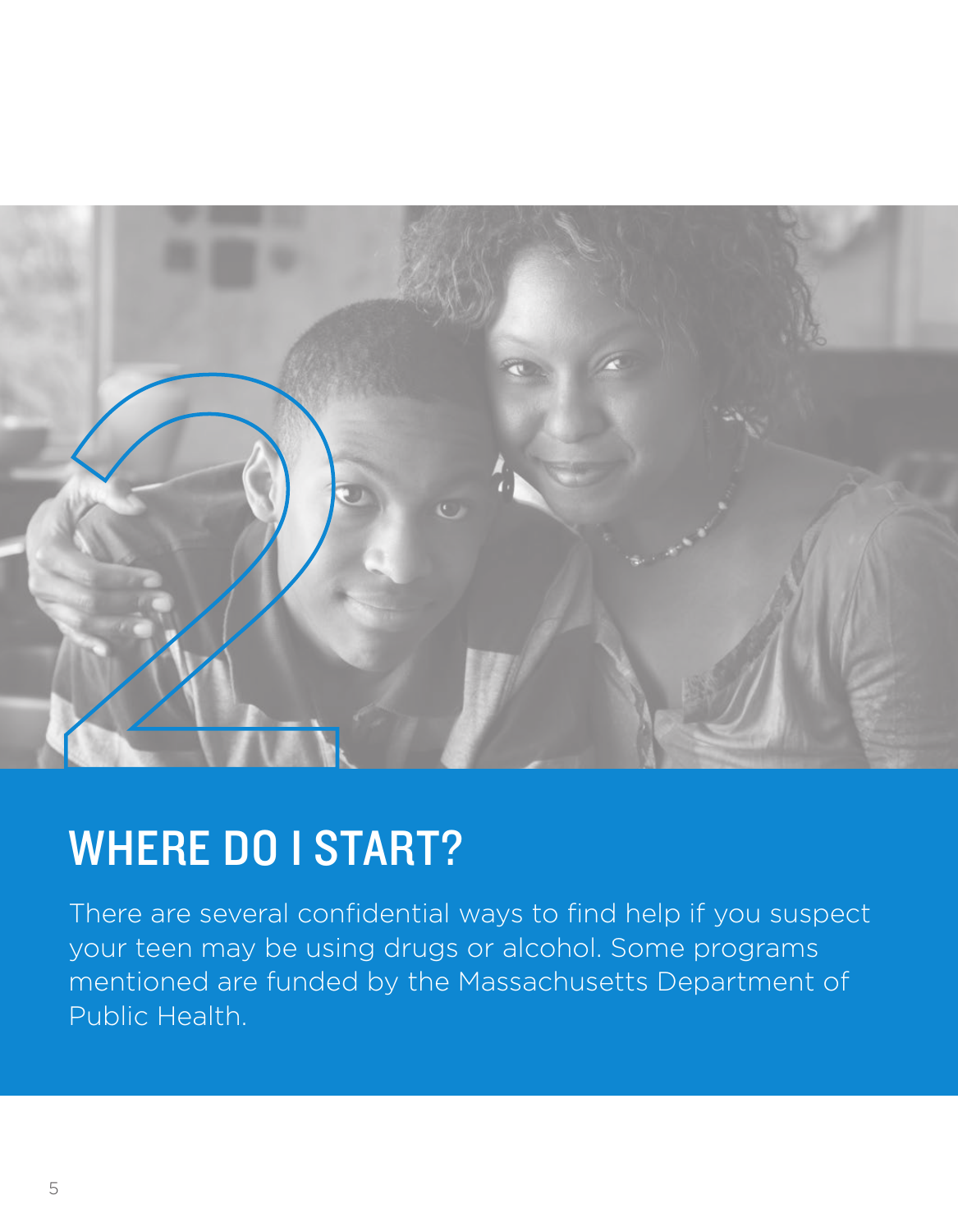# WHERE DO I START?

There are several confidential ways to find help if you suspect your teen may be using drugs or alcohol. Some programs mentioned are funded by the Massachusetts Department of Public Health.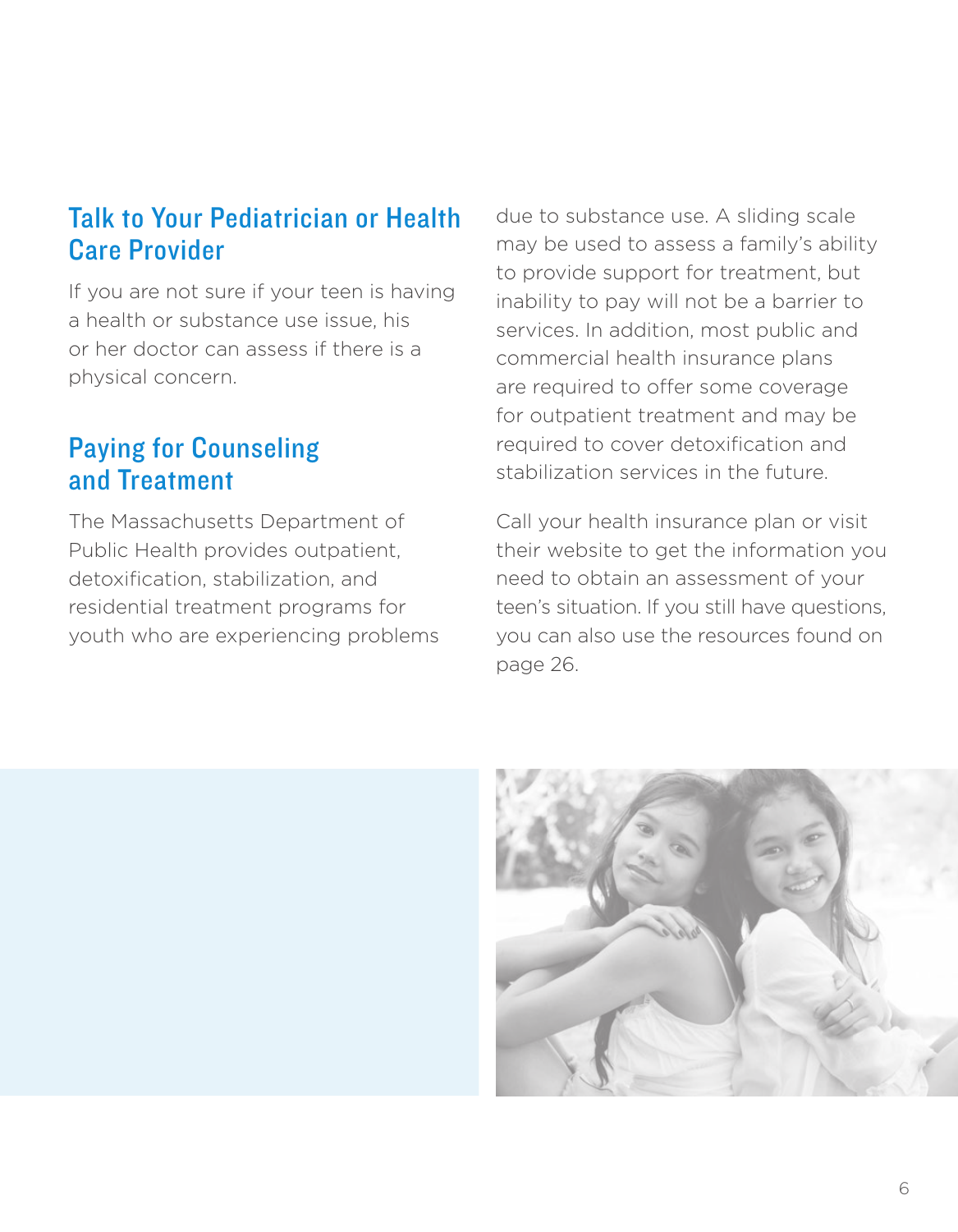## Talk to Your Pediatrician or Health Care Provider

If you are not sure if your teen is having a health or substance use issue, his or her doctor can assess if there is a physical concern.

## Paying for Counseling and Treatment

The Massachusetts Department of Public Health provides outpatient, detoxification, stabilization, and residential treatment programs for youth who are experiencing problems due to substance use. A sliding scale may be used to assess a family's ability to provide support for treatment, but inability to pay will not be a barrier to services. In addition, most public and commercial health insurance plans are required to offer some coverage for outpatient treatment and may be required to cover detoxification and stabilization services in the future.

Call your health insurance plan or visit their website to get the information you need to obtain an assessment of your teen's situation. If you still have questions, you can also use the resources found on page 26.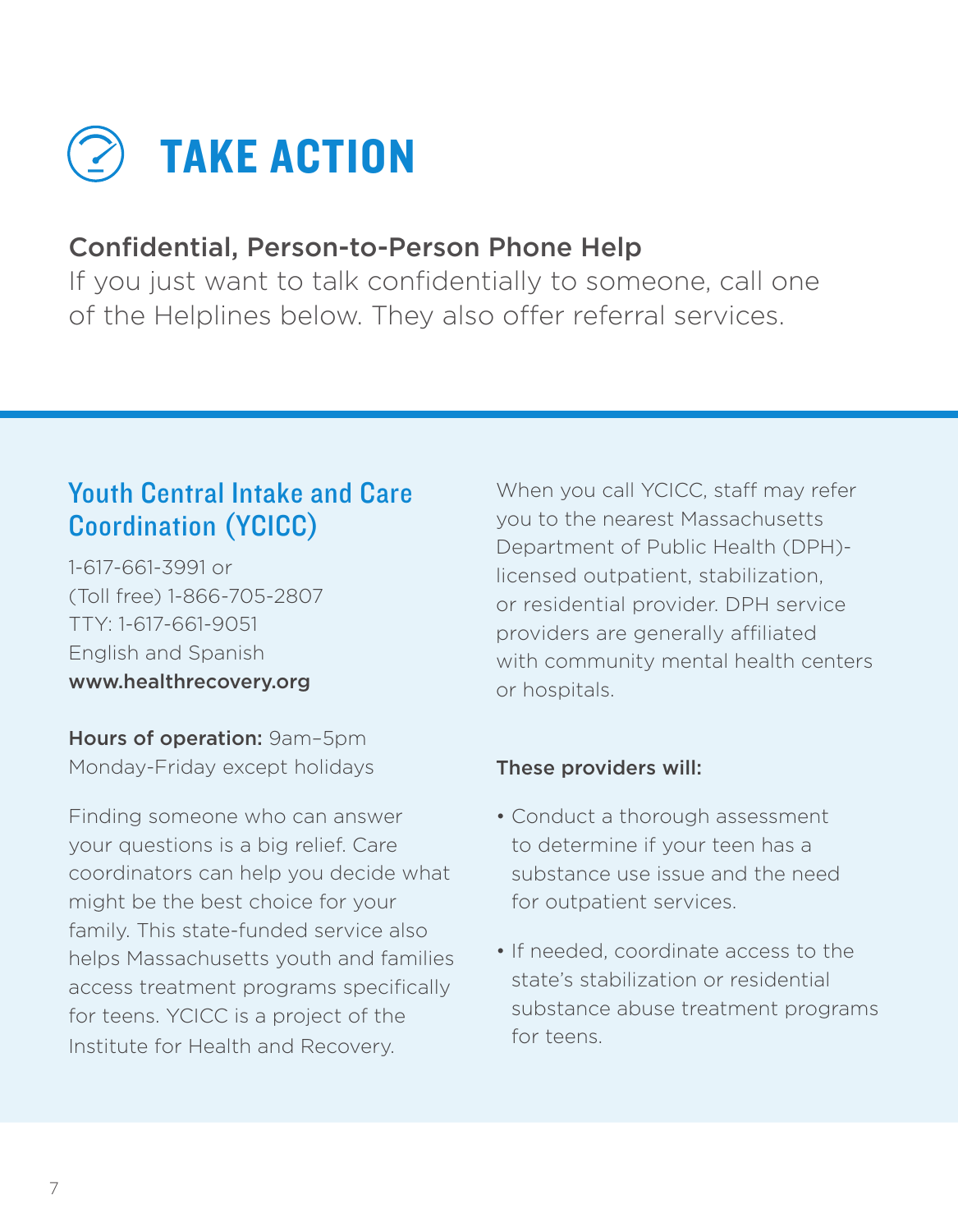# TAKE ACTION

**Confidential, Person-to-Person Phone Help**
If you just want to talk confidentially to someone, call one of the Helplines below. They also offer referral services.

## Youth Central Intake and Care Coordination (YCICC)

1-617-661-3991 or
(Toll free) 1-866-705-2807
TTY: 1-617-661-9051
English and Spanish
**www.healthrecovery.org**

**Hours of operation:** 9am–5pm
Monday-Friday except holidays

Finding someone who can answer your questions is a big relief. Care coordinators can help you decide what might be the best choice for your family. This state-funded service also helps Massachusetts youth and families access treatment programs specifically for teens. YCICC is a project of the Institute for Health and Recovery.

When you call YCICC, staff may refer you to the nearest Massachusetts Department of Public Health (DPH)-licensed outpatient, stabilization, or residential provider. DPH service providers are generally affiliated with community mental health centers or hospitals.

**These providers will:**

- Conduct a thorough assessment to determine if your teen has a substance use issue and the need for outpatient services.
- If needed, coordinate access to the state's stabilization or residential substance abuse treatment programs for teens.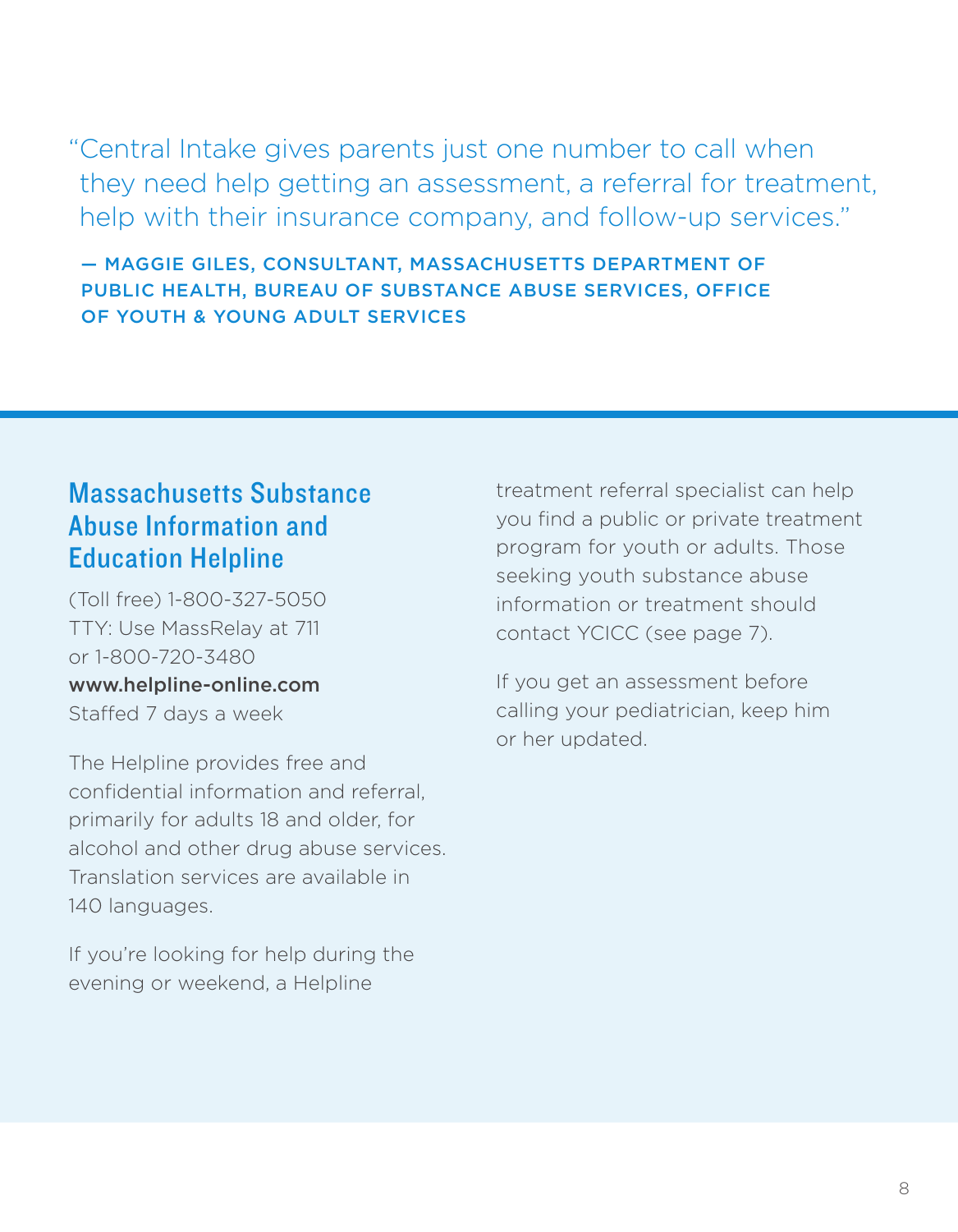"Central Intake gives parents just one number to call when they need help getting an assessment, a referral for treatment, help with their insurance company, and follow-up services."

— MAGGIE GILES, CONSULTANT, MASSACHUSETTS DEPARTMENT OF PUBLIC HEALTH, BUREAU OF SUBSTANCE ABUSE SERVICES, OFFICE OF YOUTH & YOUNG ADULT SERVICES

## Massachusetts Substance Abuse Information and Education Helpline

(Toll free) 1-800-327-5050
TTY: Use MassRelay at 711
or 1-800-720-3480
**www.helpline-online.com**
Staffed 7 days a week

The Helpline provides free and confidential information and referral, primarily for adults 18 and older, for alcohol and other drug abuse services. Translation services are available in 140 languages.

If you're looking for help during the evening or weekend, a Helpline treatment referral specialist can help you find a public or private treatment program for youth or adults. Those seeking youth substance abuse information or treatment should contact YCICC (see page 7).

If you get an assessment before calling your pediatrician, keep him or her updated.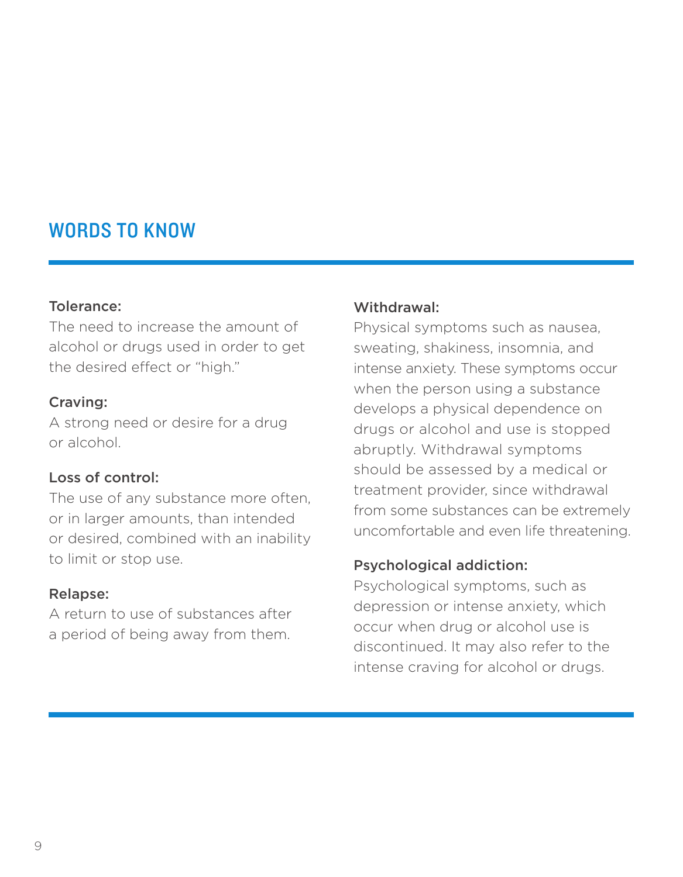## WORDS TO KNOW

**Tolerance:**
The need to increase the amount of alcohol or drugs used in order to get the desired effect or "high."

**Craving:**
A strong need or desire for a drug or alcohol.

**Loss of control:**
The use of any substance more often, or in larger amounts, than intended or desired, combined with an inability to limit or stop use.

**Relapse:**
A return to use of substances after a period of being away from them.

**Withdrawal:**
Physical symptoms such as nausea, sweating, shakiness, insomnia, and intense anxiety. These symptoms occur when the person using a substance develops a physical dependence on drugs or alcohol and use is stopped abruptly. Withdrawal symptoms should be assessed by a medical or treatment provider, since withdrawal from some substances can be extremely uncomfortable and even life threatening.

**Psychological addiction:**
Psychological symptoms, such as depression or intense anxiety, which occur when drug or alcohol use is discontinued. It may also refer to the intense craving for alcohol or drugs.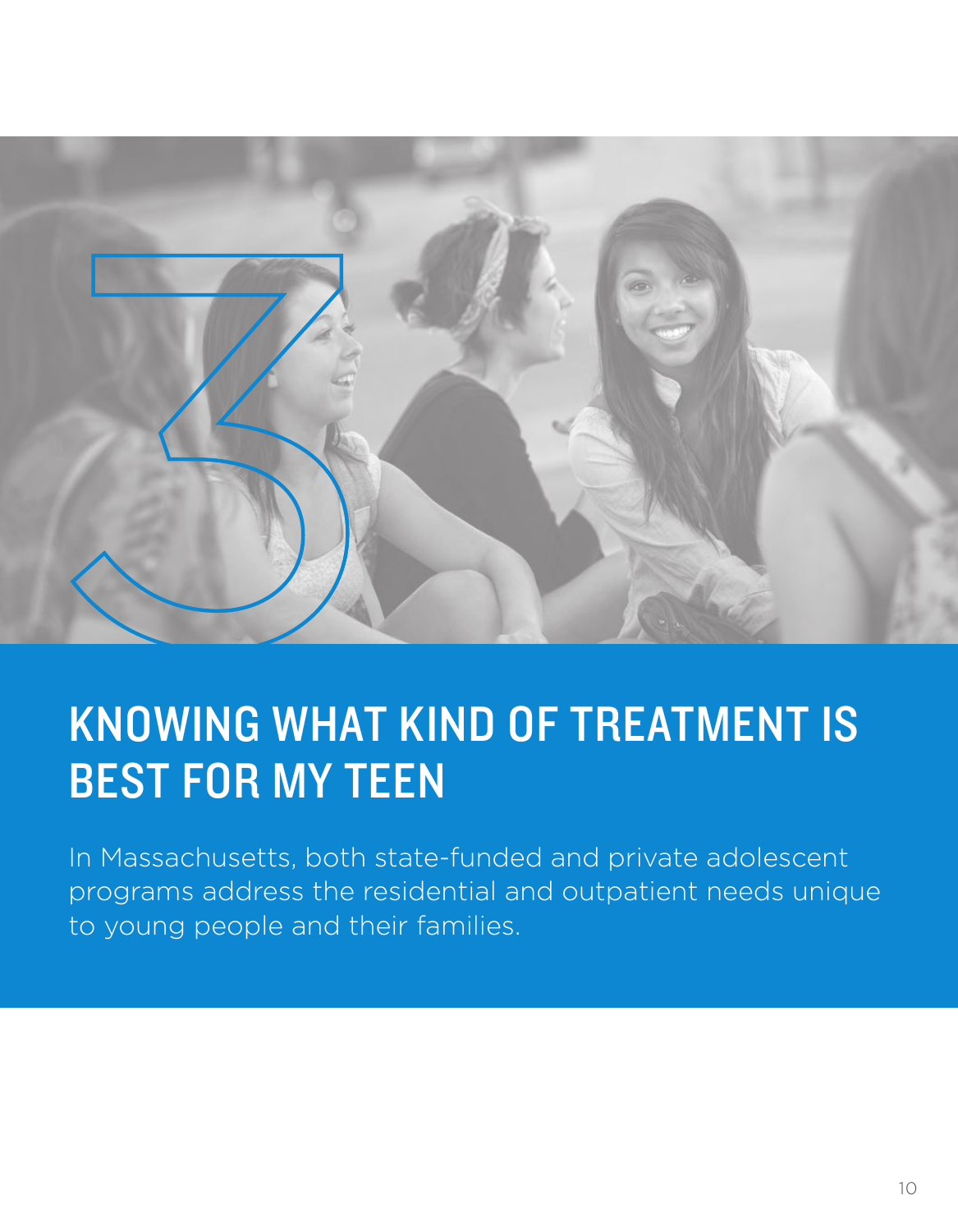# 3 KNOWING WHAT KIND OF TREATMENT IS BEST FOR MY TEEN

In Massachusetts, both state-funded and private adolescent programs address the residential and outpatient needs unique to young people and their families.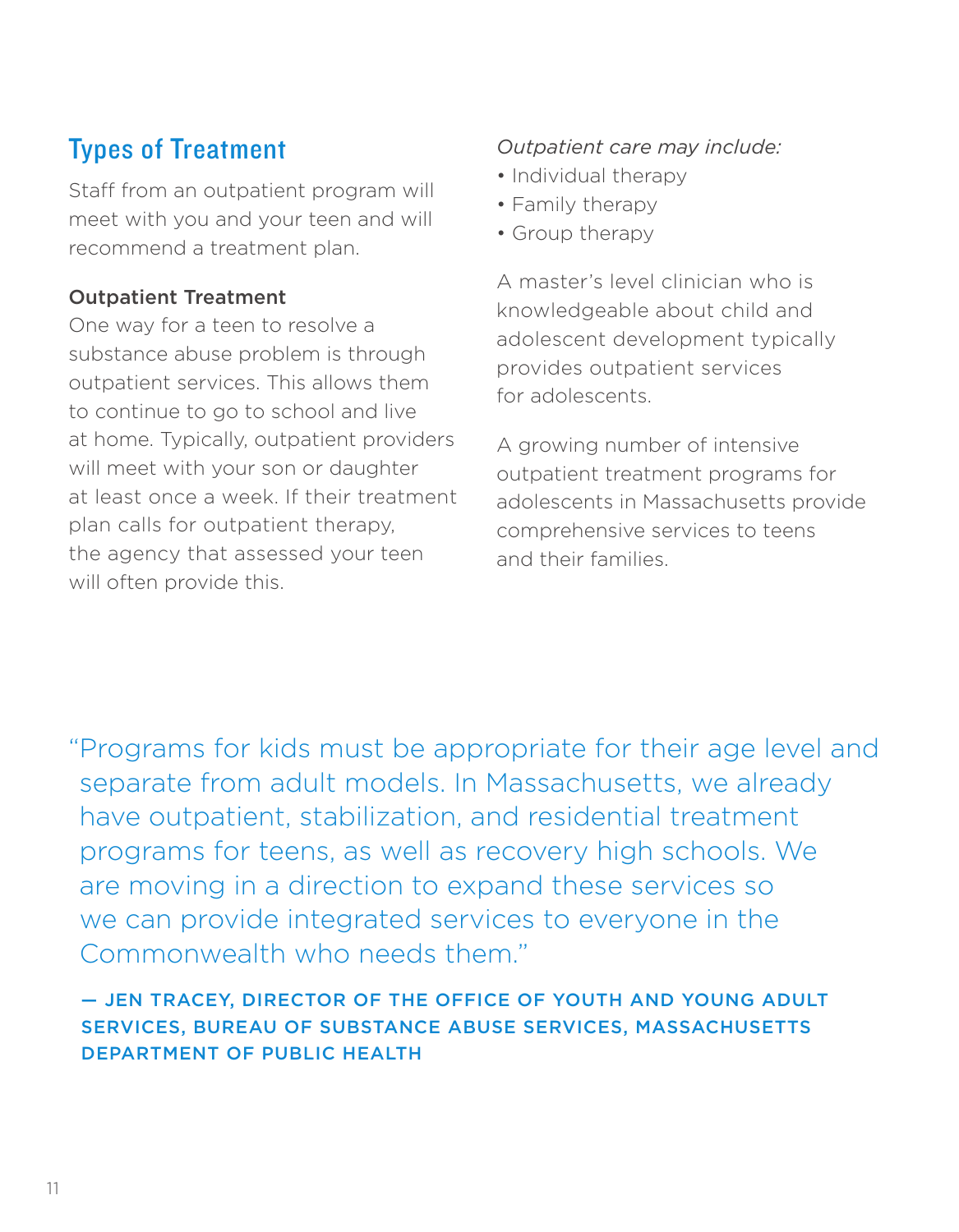## Types of Treatment

Staff from an outpatient program will meet with you and your teen and will recommend a treatment plan.

**Outpatient Treatment**

One way for a teen to resolve a substance abuse problem is through outpatient services. This allows them to continue to go to school and live at home. Typically, outpatient providers will meet with your son or daughter at least once a week. If their treatment plan calls for outpatient therapy, the agency that assessed your teen will often provide this.

*Outpatient care may include:*

- Individual therapy
- Family therapy
- Group therapy

A master's level clinician who is knowledgeable about child and adolescent development typically provides outpatient services for adolescents.

A growing number of intensive outpatient treatment programs for adolescents in Massachusetts provide comprehensive services to teens and their families.

> "Programs for kids must be appropriate for their age level and separate from adult models. In Massachusetts, we already have outpatient, stabilization, and residential treatment programs for teens, as well as recovery high schools. We are moving in a direction to expand these services so we can provide integrated services to everyone in the Commonwealth who needs them."
>
> — JEN TRACEY, DIRECTOR OF THE OFFICE OF YOUTH AND YOUNG ADULT SERVICES, BUREAU OF SUBSTANCE ABUSE SERVICES, MASSACHUSETTS DEPARTMENT OF PUBLIC HEALTH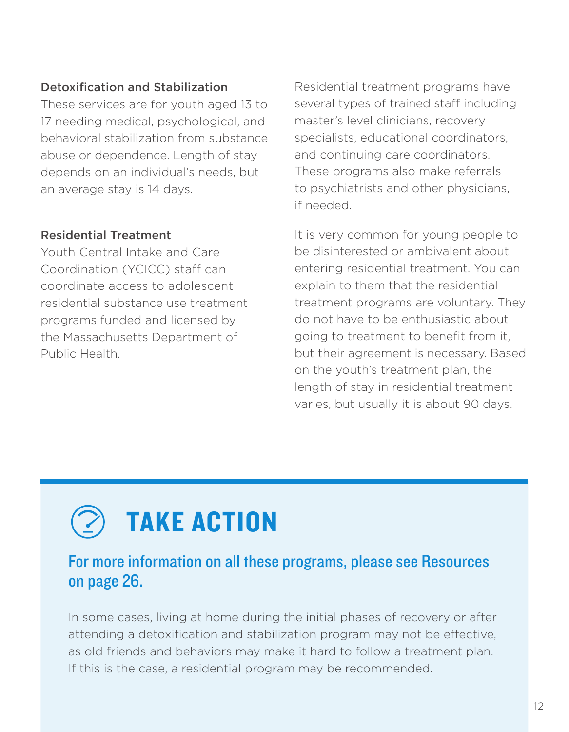### Detoxification and Stabilization

These services are for youth aged 13 to 17 needing medical, psychological, and behavioral stabilization from substance abuse or dependence. Length of stay depends on an individual's needs, but an average stay is 14 days.

### Residential Treatment

Youth Central Intake and Care Coordination (YCICC) staff can coordinate access to adolescent residential substance use treatment programs funded and licensed by the Massachusetts Department of Public Health.

Residential treatment programs have several types of trained staff including master's level clinicians, recovery specialists, educational coordinators, and continuing care coordinators. These programs also make referrals to psychiatrists and other physicians, if needed.

It is very common for young people to be disinterested or ambivalent about entering residential treatment. You can explain to them that the residential treatment programs are voluntary. They do not have to be enthusiastic about going to treatment to benefit from it, but their agreement is necessary. Based on the youth's treatment plan, the length of stay in residential treatment varies, but usually it is about 90 days.

## TAKE ACTION

### For more information on all these programs, please see Resources on page 26.

In some cases, living at home during the initial phases of recovery or after attending a detoxification and stabilization program may not be effective, as old friends and behaviors may make it hard to follow a treatment plan. If this is the case, a residential program may be recommended.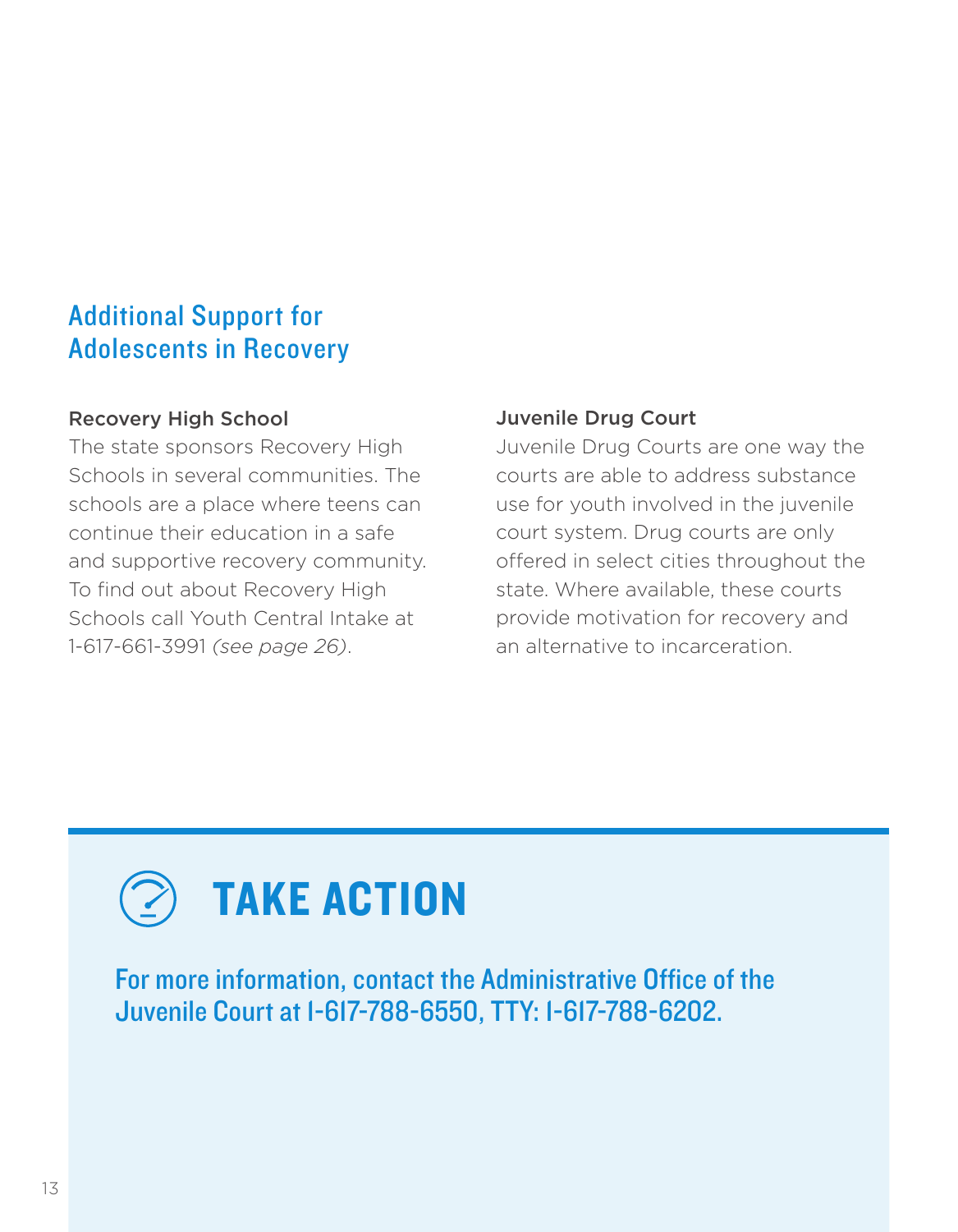## Additional Support for Adolescents in Recovery

### Recovery High School

The state sponsors Recovery High Schools in several communities. The schools are a place where teens can continue their education in a safe and supportive recovery community. To find out about Recovery High Schools call Youth Central Intake at 1-617-661-3991 *(see page 26)*.

### Juvenile Drug Court

Juvenile Drug Courts are one way the courts are able to address substance use for youth involved in the juvenile court system. Drug courts are only offered in select cities throughout the state. Where available, these courts provide motivation for recovery and an alternative to incarceration.

## TAKE ACTION

For more information, contact the Administrative Office of the Juvenile Court at 1-617-788-6550, TTY: 1-617-788-6202.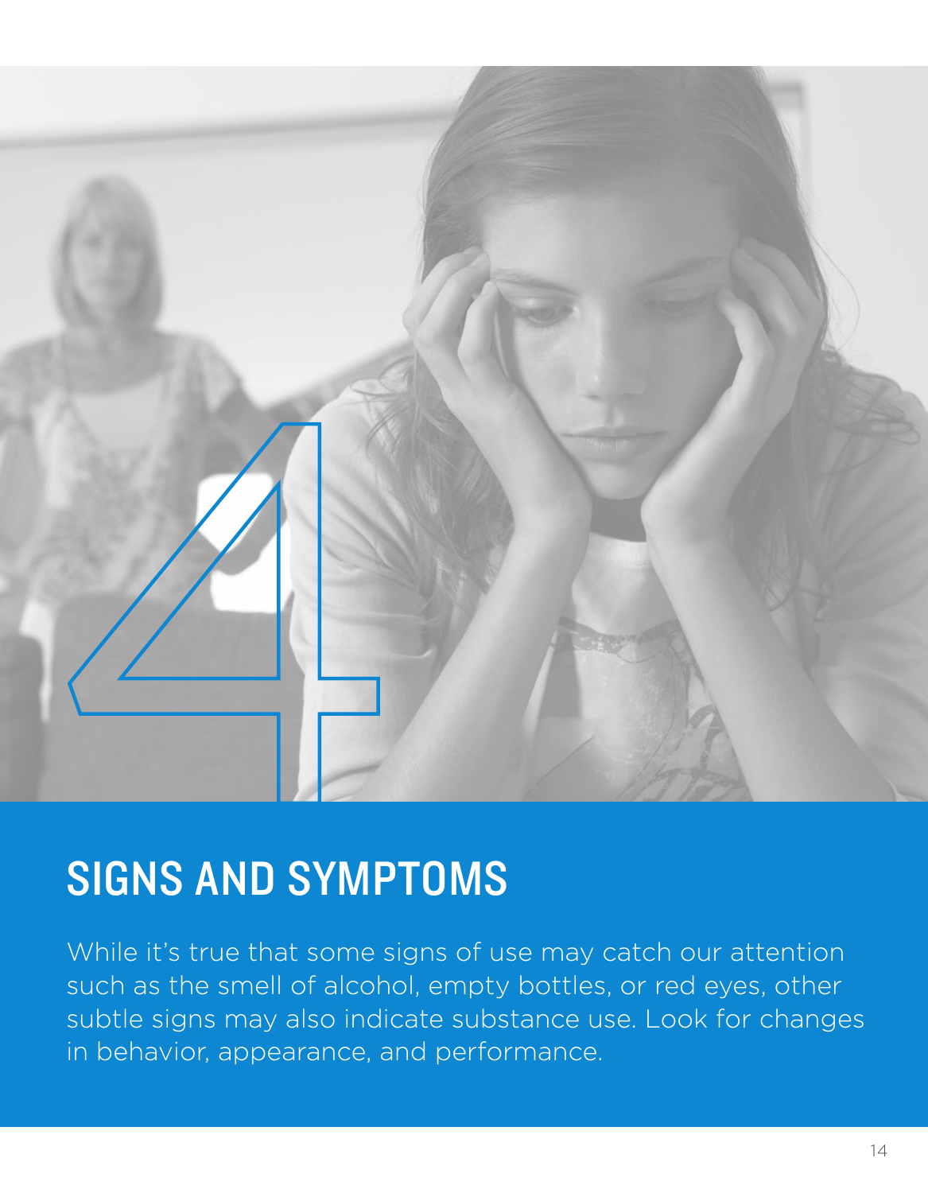# SIGNS AND SYMPTOMS

While it's true that some signs of use may catch our attention such as the smell of alcohol, empty bottles, or red eyes, other subtle signs may also indicate substance use. Look for changes in behavior, appearance, and performance.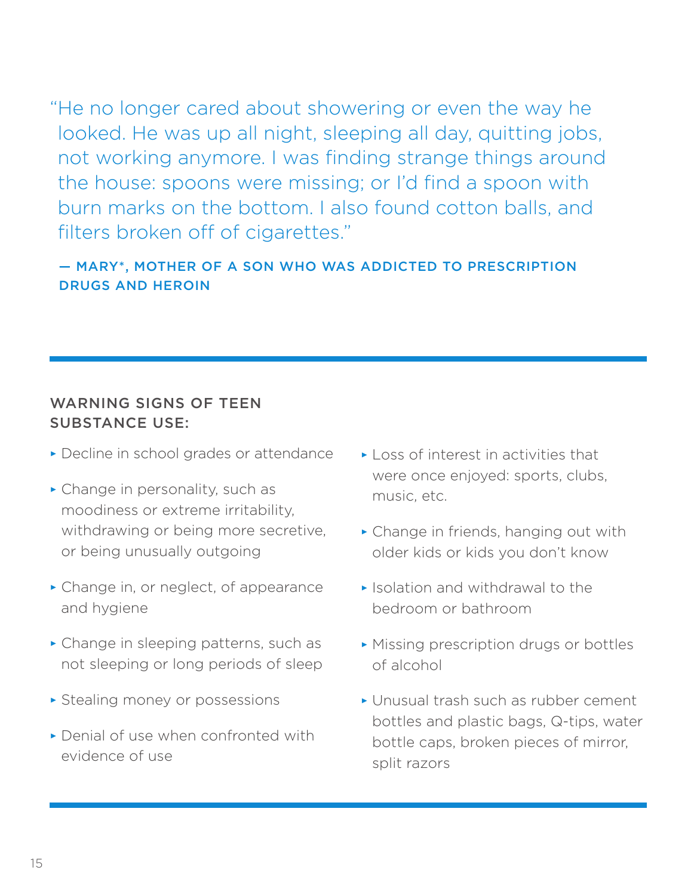"He no longer cared about showering or even the way he looked. He was up all night, sleeping all day, quitting jobs, not working anymore. I was finding strange things around the house: spoons were missing; or I'd find a spoon with burn marks on the bottom. I also found cotton balls, and filters broken off of cigarettes."

**— MARY*, MOTHER OF A SON WHO WAS ADDICTED TO PRESCRIPTION DRUGS AND HEROIN**

---

## WARNING SIGNS OF TEEN SUBSTANCE USE:

- Decline in school grades or attendance
- Change in personality, such as moodiness or extreme irritability, withdrawing or being more secretive, or being unusually outgoing
- Change in, or neglect, of appearance and hygiene
- Change in sleeping patterns, such as not sleeping or long periods of sleep
- Stealing money or possessions
- Denial of use when confronted with evidence of use
- Loss of interest in activities that were once enjoyed: sports, clubs, music, etc.
- Change in friends, hanging out with older kids or kids you don't know
- Isolation and withdrawal to the bedroom or bathroom
- Missing prescription drugs or bottles of alcohol
- Unusual trash such as rubber cement bottles and plastic bags, Q-tips, water bottle caps, broken pieces of mirror, split razors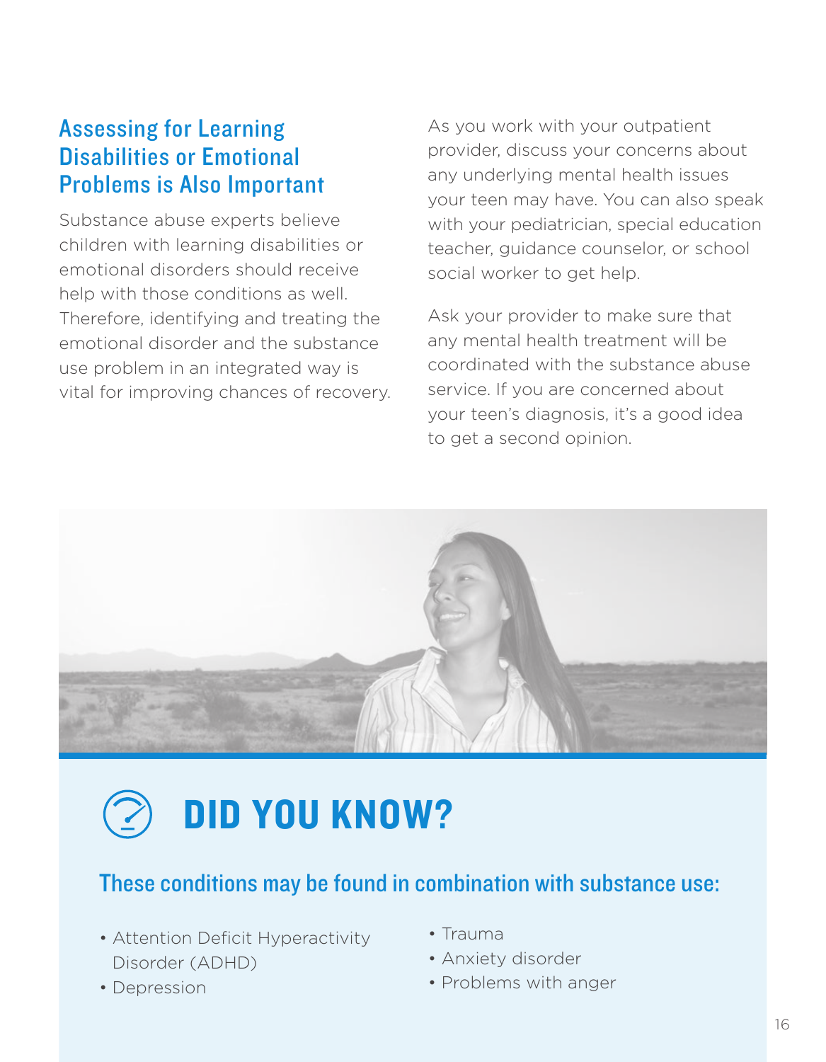## Assessing for Learning Disabilities or Emotional Problems is Also Important

Substance abuse experts believe children with learning disabilities or emotional disorders should receive help with those conditions as well. Therefore, identifying and treating the emotional disorder and the substance use problem in an integrated way is vital for improving chances of recovery.

As you work with your outpatient provider, discuss your concerns about any underlying mental health issues your teen may have. You can also speak with your pediatrician, special education teacher, guidance counselor, or school social worker to get help.

Ask your provider to make sure that any mental health treatment will be coordinated with the substance abuse service. If you are concerned about your teen's diagnosis, it's a good idea to get a second opinion.

## DID YOU KNOW?

### These conditions may be found in combination with substance use:

- Attention Deficit Hyperactivity Disorder (ADHD)
- Depression
- Trauma
- Anxiety disorder
- Problems with anger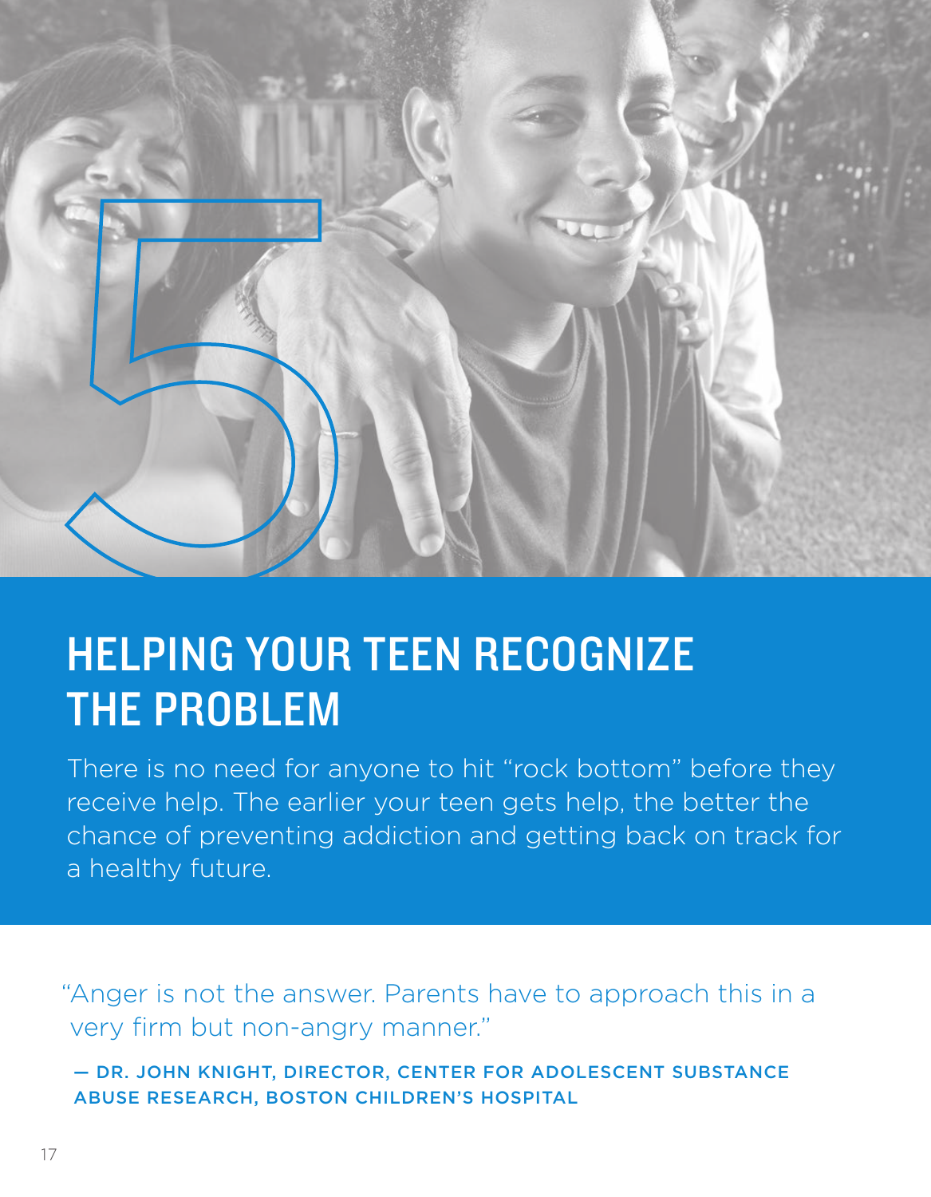# 5

# HELPING YOUR TEEN RECOGNIZE THE PROBLEM

There is no need for anyone to hit "rock bottom" before they receive help. The earlier your teen gets help, the better the chance of preventing addiction and getting back on track for a healthy future.

> "Anger is not the answer. Parents have to approach this in a very firm but non-angry manner."
>
> — DR. JOHN KNIGHT, DIRECTOR, CENTER FOR ADOLESCENT SUBSTANCE ABUSE RESEARCH, BOSTON CHILDREN'S HOSPITAL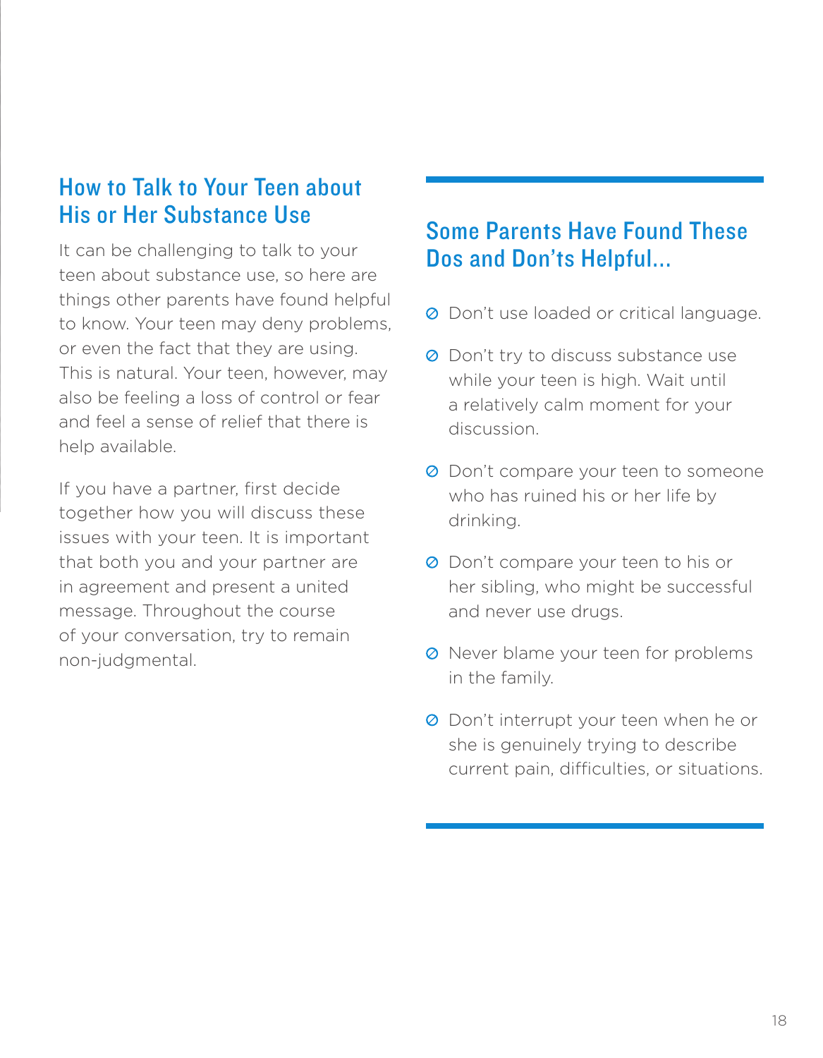## How to Talk to Your Teen about His or Her Substance Use

It can be challenging to talk to your teen about substance use, so here are things other parents have found helpful to know. Your teen may deny problems, or even the fact that they are using. This is natural. Your teen, however, may also be feeling a loss of control or fear and feel a sense of relief that there is help available.

If you have a partner, first decide together how you will discuss these issues with your teen. It is important that both you and your partner are in agreement and present a united message. Throughout the course of your conversation, try to remain non-judgmental.

## Some Parents Have Found These Dos and Don'ts Helpful...

- Don't use loaded or critical language.
- Don't try to discuss substance use while your teen is high. Wait until a relatively calm moment for your discussion.
- Don't compare your teen to someone who has ruined his or her life by drinking.
- Don't compare your teen to his or her sibling, who might be successful and never use drugs.
- Never blame your teen for problems in the family.
- Don't interrupt your teen when he or she is genuinely trying to describe current pain, difficulties, or situations.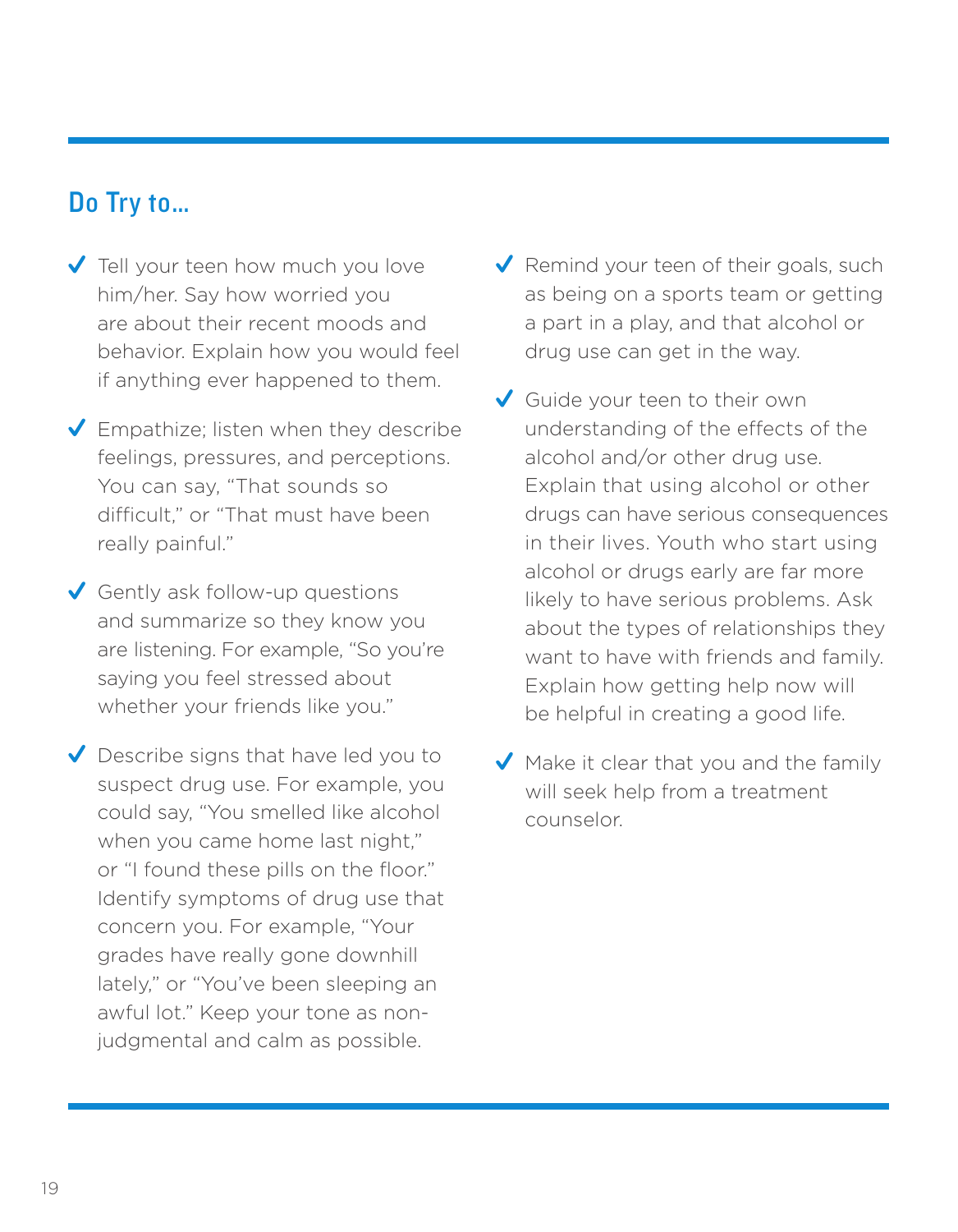## Do Try to...

- Tell your teen how much you love him/her. Say how worried you are about their recent moods and behavior. Explain how you would feel if anything ever happened to them.

- Empathize; listen when they describe feelings, pressures, and perceptions. You can say, "That sounds so difficult," or "That must have been really painful."

- Gently ask follow-up questions and summarize so they know you are listening. For example, "So you're saying you feel stressed about whether your friends like you."

- Describe signs that have led you to suspect drug use. For example, you could say, "You smelled like alcohol when you came home last night," or "I found these pills on the floor." Identify symptoms of drug use that concern you. For example, "Your grades have really gone downhill lately," or "You've been sleeping an awful lot." Keep your tone as non-judgmental and calm as possible.

- Remind your teen of their goals, such as being on a sports team or getting a part in a play, and that alcohol or drug use can get in the way.

- Guide your teen to their own understanding of the effects of the alcohol and/or other drug use. Explain that using alcohol or other drugs can have serious consequences in their lives. Youth who start using alcohol or drugs early are far more likely to have serious problems. Ask about the types of relationships they want to have with friends and family. Explain how getting help now will be helpful in creating a good life.

- Make it clear that you and the family will seek help from a treatment counselor.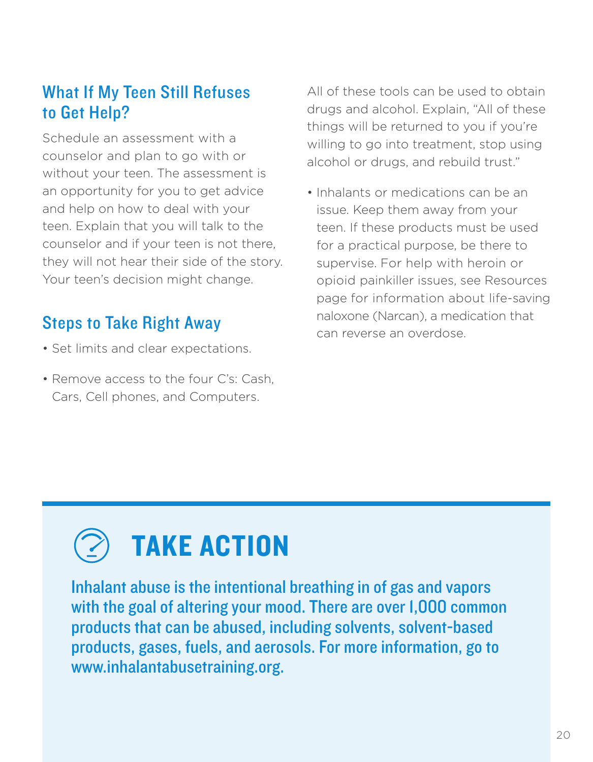## What If My Teen Still Refuses to Get Help?

Schedule an assessment with a counselor and plan to go with or without your teen. The assessment is an opportunity for you to get advice and help on how to deal with your teen. Explain that you will talk to the counselor and if your teen is not there, they will not hear their side of the story. Your teen's decision might change.

## Steps to Take Right Away

- Set limits and clear expectations.
- Remove access to the four C's: Cash, Cars, Cell phones, and Computers.

All of these tools can be used to obtain drugs and alcohol. Explain, "All of these things will be returned to you if you're willing to go into treatment, stop using alcohol or drugs, and rebuild trust."

- Inhalants or medications can be an issue. Keep them away from your teen. If these products must be used for a practical purpose, be there to supervise. For help with heroin or opioid painkiller issues, see Resources page for information about life-saving naloxone (Narcan), a medication that can reverse an overdose.

## TAKE ACTION

**Inhalant abuse is the intentional breathing in of gas and vapors with the goal of altering your mood. There are over 1,000 common products that can be abused, including solvents, solvent-based products, gases, fuels, and aerosols. For more information, go to www.inhalantabusetraining.org.**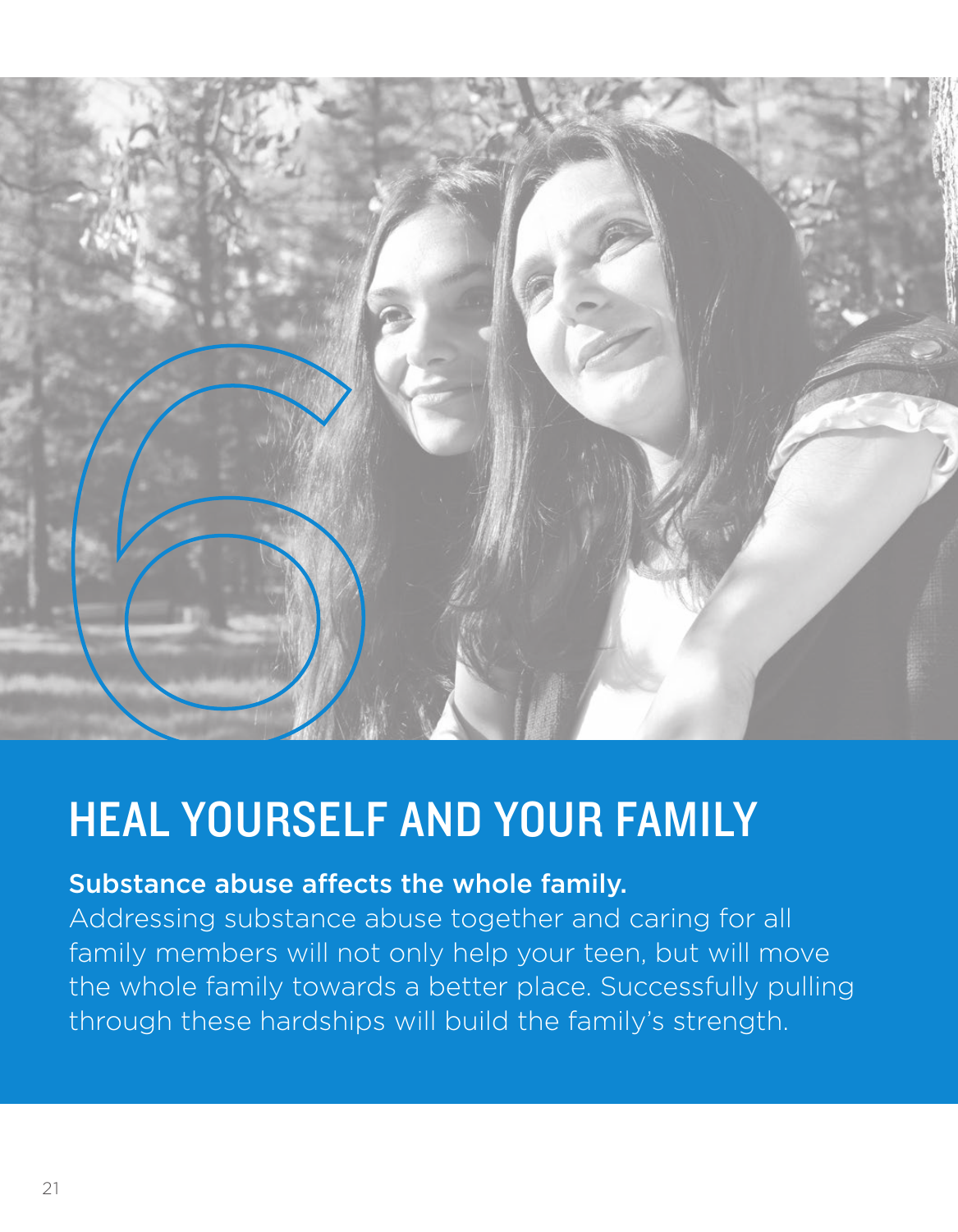# 6

# HEAL YOURSELF AND YOUR FAMILY

**Substance abuse affects the whole family.**

Addressing substance abuse together and caring for all family members will not only help your teen, but will move the whole family towards a better place. Successfully pulling through these hardships will build the family's strength.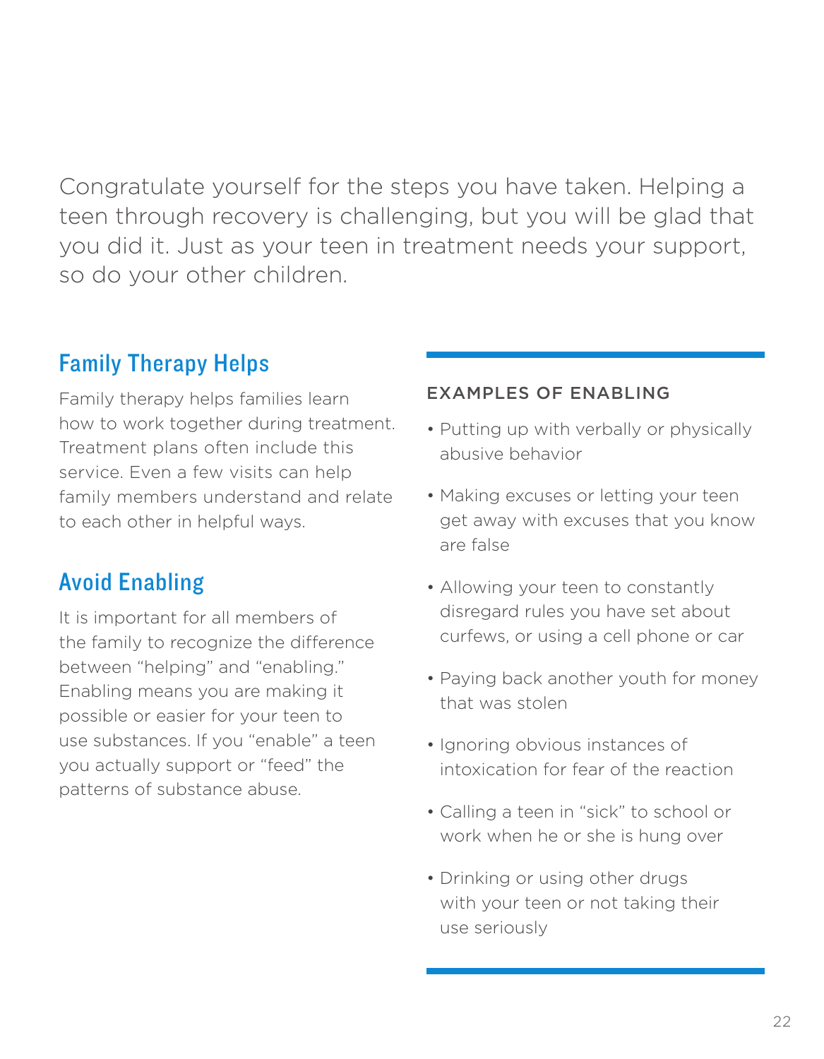Congratulate yourself for the steps you have taken. Helping a teen through recovery is challenging, but you will be glad that you did it. Just as your teen in treatment needs your support, so do your other children.

## Family Therapy Helps

Family therapy helps families learn how to work together during treatment. Treatment plans often include this service. Even a few visits can help family members understand and relate to each other in helpful ways.

## Avoid Enabling

It is important for all members of the family to recognize the difference between "helping" and "enabling." Enabling means you are making it possible or easier for your teen to use substances. If you "enable" a teen you actually support or "feed" the patterns of substance abuse.

### EXAMPLES OF ENABLING

- Putting up with verbally or physically abusive behavior
- Making excuses or letting your teen get away with excuses that you know are false
- Allowing your teen to constantly disregard rules you have set about curfews, or using a cell phone or car
- Paying back another youth for money that was stolen
- Ignoring obvious instances of intoxication for fear of the reaction
- Calling a teen in "sick" to school or work when he or she is hung over
- Drinking or using other drugs with your teen or not taking their use seriously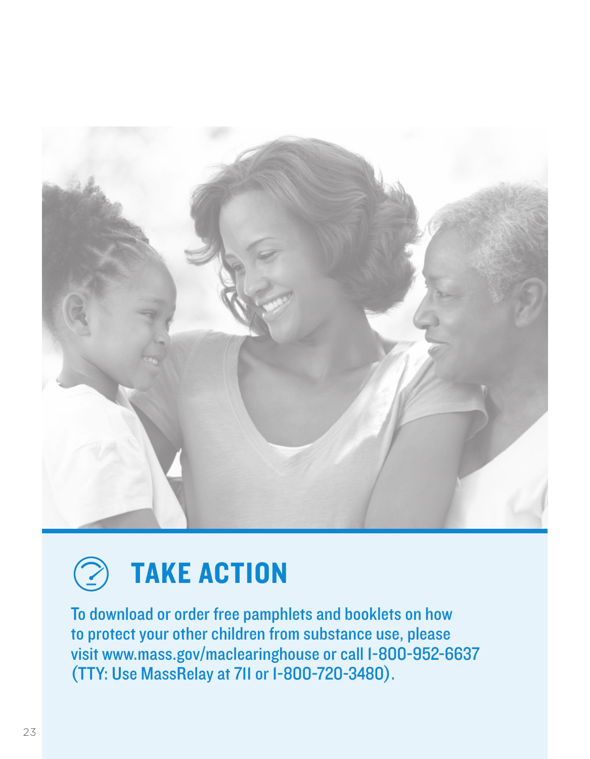## TAKE ACTION

To download or order free pamphlets and booklets on how to protect your other children from substance use, please visit www.mass.gov/maclearinghouse or call 1-800-952-6637 (TTY: Use MassRelay at 711 or 1-800-720-3480).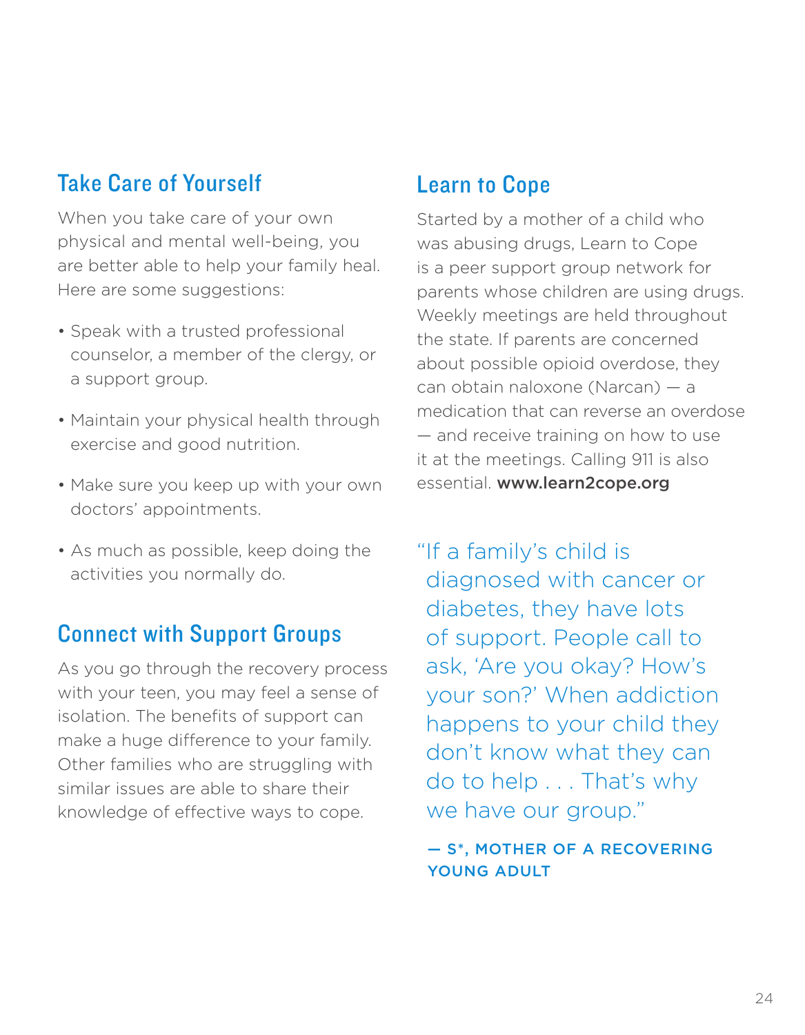## Take Care of Yourself

When you take care of your own physical and mental well-being, you are better able to help your family heal. Here are some suggestions:

- Speak with a trusted professional counselor, a member of the clergy, or a support group.
- Maintain your physical health through exercise and good nutrition.
- Make sure you keep up with your own doctors' appointments.
- As much as possible, keep doing the activities you normally do.

## Connect with Support Groups

As you go through the recovery process with your teen, you may feel a sense of isolation. The benefits of support can make a huge difference to your family. Other families who are struggling with similar issues are able to share their knowledge of effective ways to cope.

## Learn to Cope

Started by a mother of a child who was abusing drugs, Learn to Cope is a peer support group network for parents whose children are using drugs. Weekly meetings are held throughout the state. If parents are concerned about possible opioid overdose, they can obtain naloxone (Narcan) — a medication that can reverse an overdose — and receive training on how to use it at the meetings. Calling 911 is also essential. **www.learn2cope.org**

> "If a family's child is diagnosed with cancer or diabetes, they have lots of support. People call to ask, 'Are you okay? How's your son?' When addiction happens to your child they don't know what they can do to help . . . That's why we have our group."
>
> — S*, MOTHER OF A RECOVERING YOUNG ADULT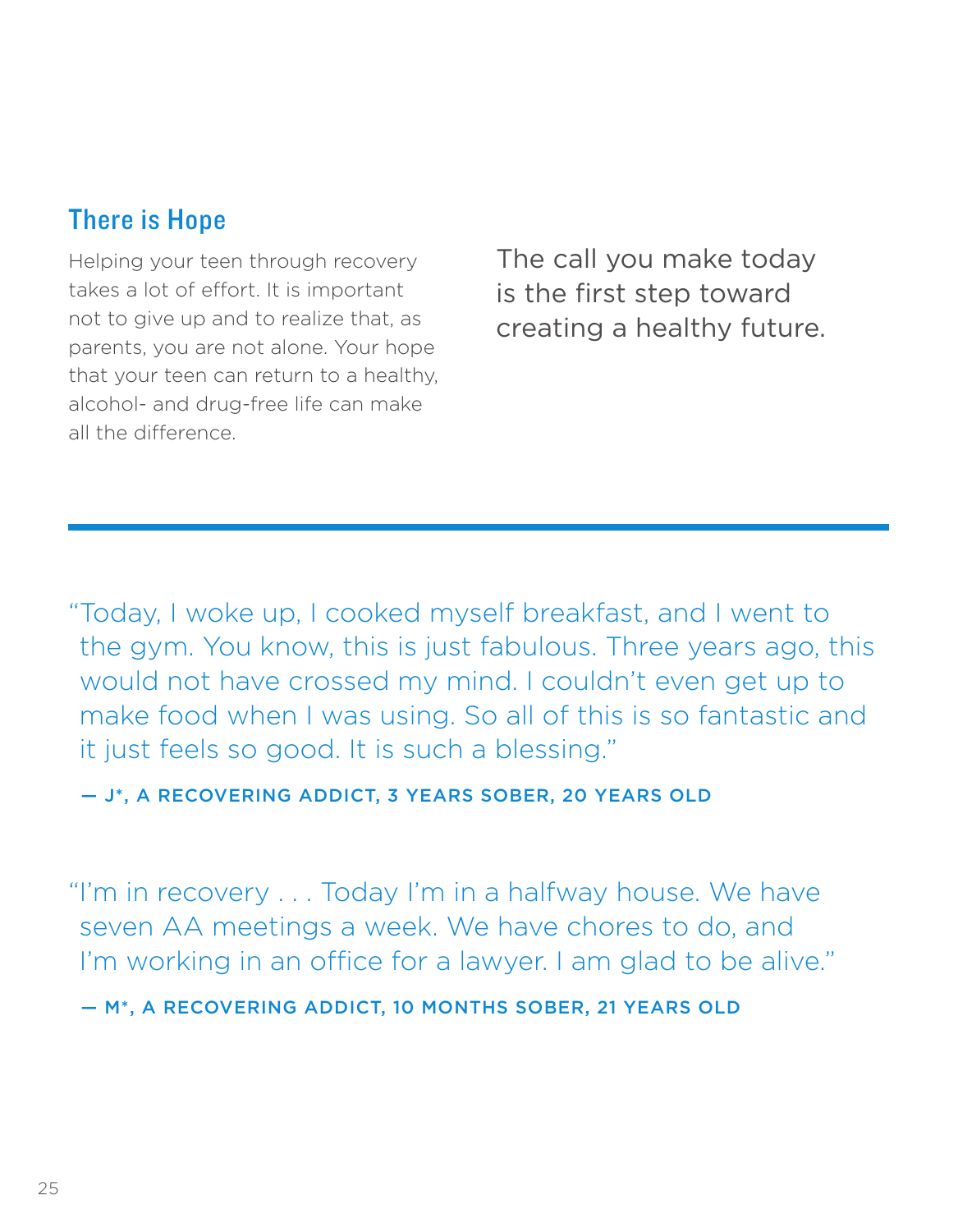## There is Hope

Helping your teen through recovery takes a lot of effort. It is important not to give up and to realize that, as parents, you are not alone. Your hope that your teen can return to a healthy, alcohol- and drug-free life can make all the difference.

The call you make today is the first step toward creating a healthy future.

---

"Today, I woke up, I cooked myself breakfast, and I went to the gym. You know, this is just fabulous. Three years ago, this would not have crossed my mind. I couldn't even get up to make food when I was using. So all of this is so fantastic and it just feels so good. It is such a blessing."

**— J*, A RECOVERING ADDICT, 3 YEARS SOBER, 20 YEARS OLD**

"I'm in recovery . . . Today I'm in a halfway house. We have seven AA meetings a week. We have chores to do, and I'm working in an office for a lawyer. I am glad to be alive."

**— M*, A RECOVERING ADDICT, 10 MONTHS SOBER, 21 YEARS OLD**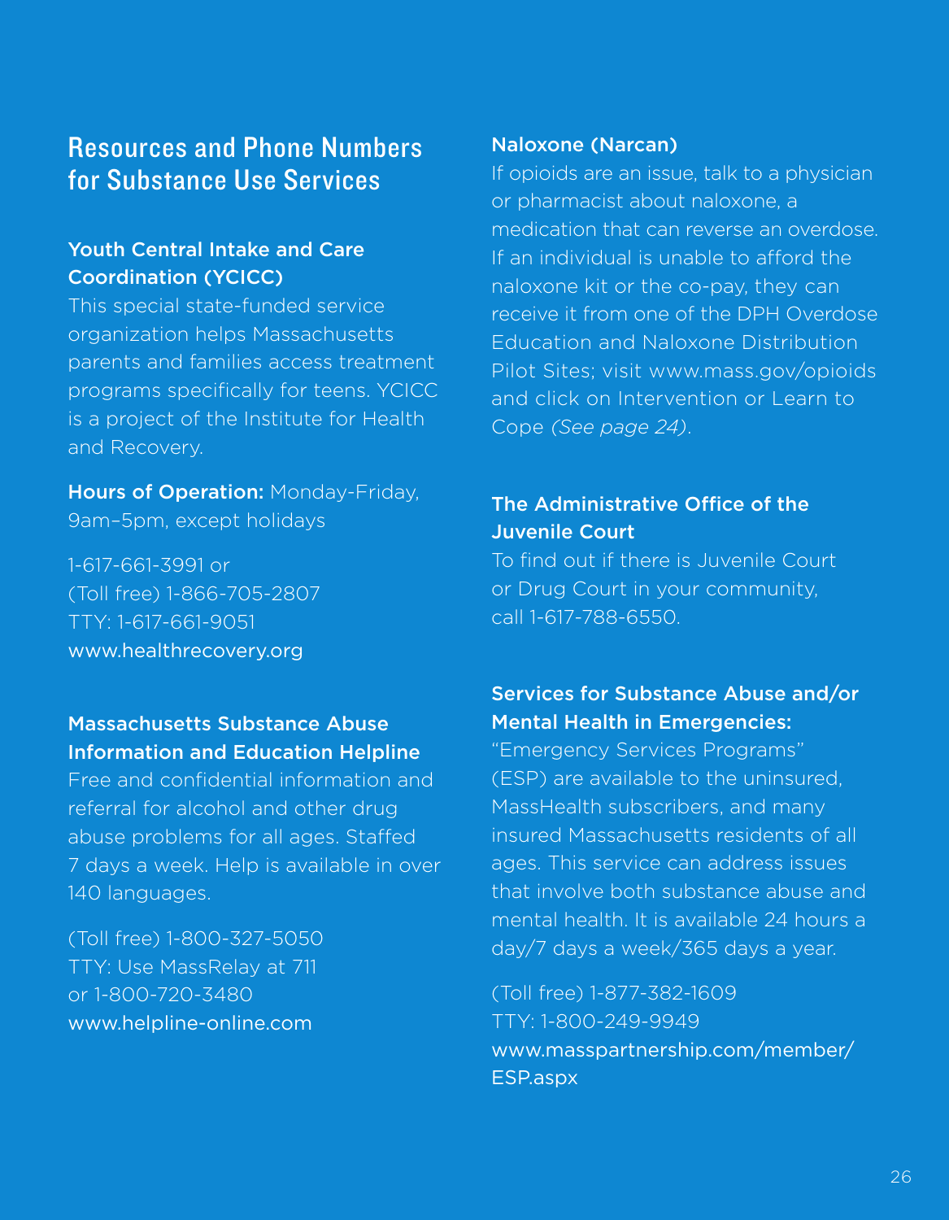# Resources and Phone Numbers for Substance Use Services

### Youth Central Intake and Care Coordination (YCICC)

This special state-funded service organization helps Massachusetts parents and families access treatment programs specifically for teens. YCICC is a project of the Institute for Health and Recovery.

**Hours of Operation:** Monday-Friday, 9am–5pm, except holidays

1-617-661-3991 or
(Toll free) 1-866-705-2807
TTY: 1-617-661-9051
www.healthrecovery.org

### Massachusetts Substance Abuse Information and Education Helpline

Free and confidential information and referral for alcohol and other drug abuse problems for all ages. Staffed 7 days a week. Help is available in over 140 languages.

(Toll free) 1-800-327-5050
TTY: Use MassRelay at 711
or 1-800-720-3480
www.helpline-online.com

### Naloxone (Narcan)

If opioids are an issue, talk to a physician or pharmacist about naloxone, a medication that can reverse an overdose. If an individual is unable to afford the naloxone kit or the co-pay, they can receive it from one of the DPH Overdose Education and Naloxone Distribution Pilot Sites; visit www.mass.gov/opioids and click on Intervention or Learn to Cope *(See page 24)*.

### The Administrative Office of the Juvenile Court

To find out if there is Juvenile Court or Drug Court in your community, call 1-617-788-6550.

### Services for Substance Abuse and/or Mental Health in Emergencies:

"Emergency Services Programs" (ESP) are available to the uninsured, MassHealth subscribers, and many insured Massachusetts residents of all ages. This service can address issues that involve both substance abuse and mental health. It is available 24 hours a day/7 days a week/365 days a year.

(Toll free) 1-877-382-1609
TTY: 1-800-249-9949
www.masspartnership.com/member/ESP.aspx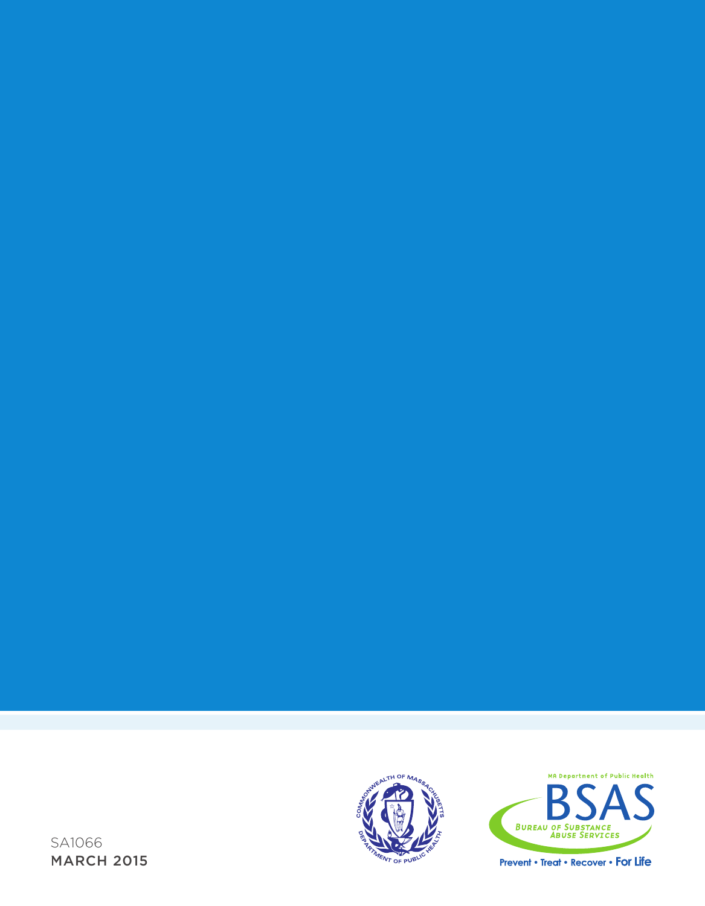SA1066

MARCH 2015

MA Department of Public Health

BSAS

Bureau of Substance Abuse Services

Prevent • Treat • Recover • For Life